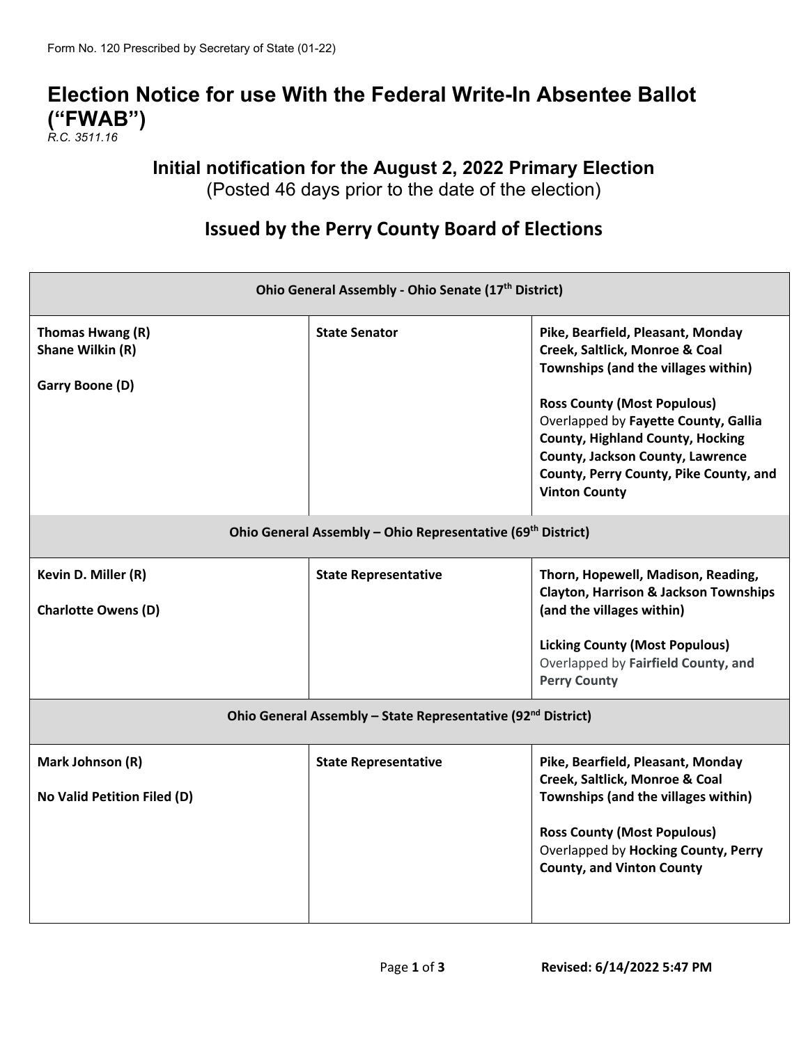Form No. 120 Prescribed by Secretary of State (01-22)

# Election Notice for use With the Federal Write-In Absentee Ballot (“FWAB”)

*R.C. 3511.16*

## Initial notification for the August 2, 2022 Primary Election

(Posted 46 days prior to the date of the election)

## Issued by the Perry County Board of Elections

| Ohio General Assembly - Ohio Senate (17th District) | | |
|---|---|---|
| **Thomas Hwang (R)**<br>**Shane Wilkin (R)**<br><br>**Garry Boone (D)** | **State Senator** | **Pike, Bearfield, Pleasant, Monday Creek, Saltlick, Monroe & Coal Townships (and the villages within)**<br><br>**Ross County (Most Populous)** Overlapped by **Fayette County, Gallia County, Highland County, Hocking County, Jackson County, Lawrence County, Perry County, Pike County, and Vinton County** |
| **Ohio General Assembly – Ohio Representative (69th District)** | | |
| **Kevin D. Miller (R)**<br><br>**Charlotte Owens (D)** | **State Representative** | **Thorn, Hopewell, Madison, Reading, Clayton, Harrison & Jackson Townships (and the villages within)**<br><br>**Licking County (Most Populous)** Overlapped by **Fairfield County, and Perry County** |
| **Ohio General Assembly – State Representative (92nd District)** | | |
| **Mark Johnson (R)**<br><br>**No Valid Petition Filed (D)** | **State Representative** | **Pike, Bearfield, Pleasant, Monday Creek, Saltlick, Monroe & Coal Townships (and the villages within)**<br><br>**Ross County (Most Populous)** Overlapped by **Hocking County, Perry County, and Vinton County** |

**Revised: 6/14/2022 5:47 PM**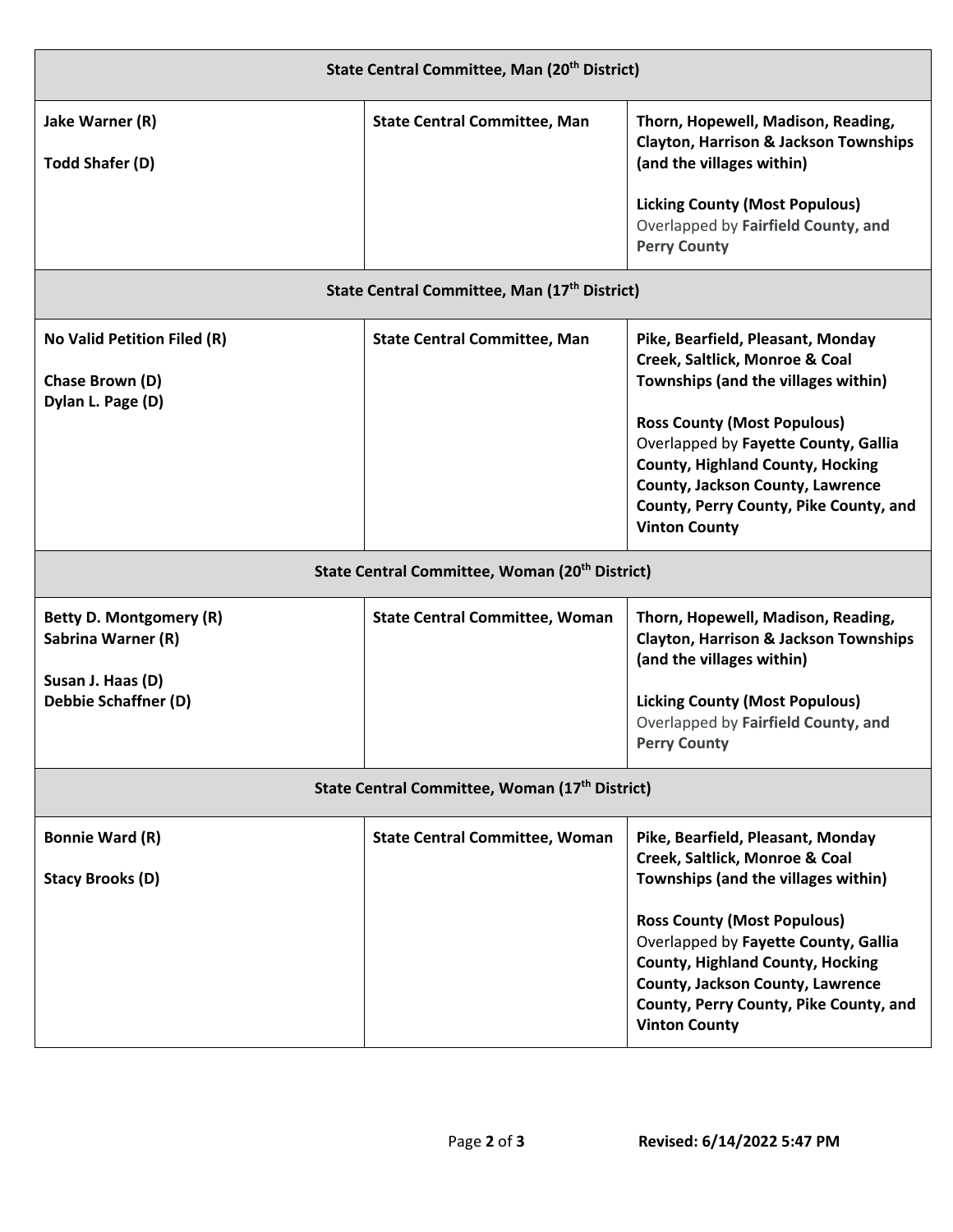| State Central Committee, Man (20th District) | | |
|---|---|---|
| **Jake Warner (R)**<br><br>**Todd Shafer (D)** | **State Central Committee, Man** | **Thorn, Hopewell, Madison, Reading, Clayton, Harrison & Jackson Townships (and the villages within)**<br><br>**Licking County (Most Populous)** Overlapped by **Fairfield County, and Perry County** |
| **State Central Committee, Man (17th District)** | | |
| **No Valid Petition Filed (R)**<br><br>**Chase Brown (D)**<br>**Dylan L. Page (D)** | **State Central Committee, Man** | **Pike, Bearfield, Pleasant, Monday Creek, Saltlick, Monroe & Coal Townships (and the villages within)**<br><br>**Ross County (Most Populous)** Overlapped by **Fayette County, Gallia County, Highland County, Hocking County, Jackson County, Lawrence County, Perry County, Pike County, and Vinton County** |
| **State Central Committee, Woman (20th District)** | | |
| **Betty D. Montgomery (R)**<br>**Sabrina Warner (R)**<br><br>**Susan J. Haas (D)**<br>**Debbie Schaffner (D)** | **State Central Committee, Woman** | **Thorn, Hopewell, Madison, Reading, Clayton, Harrison & Jackson Townships (and the villages within)**<br><br>**Licking County (Most Populous)** Overlapped by **Fairfield County, and Perry County** |
| **State Central Committee, Woman (17th District)** | | |
| **Bonnie Ward (R)**<br><br>**Stacy Brooks (D)** | **State Central Committee, Woman** | **Pike, Bearfield, Pleasant, Monday Creek, Saltlick, Monroe & Coal Townships (and the villages within)**<br><br>**Ross County (Most Populous)** Overlapped by **Fayette County, Gallia County, Highland County, Hocking County, Jackson County, Lawrence County, Perry County, Pike County, and Vinton County** |

**Revised: 6/14/2022 5:47 PM**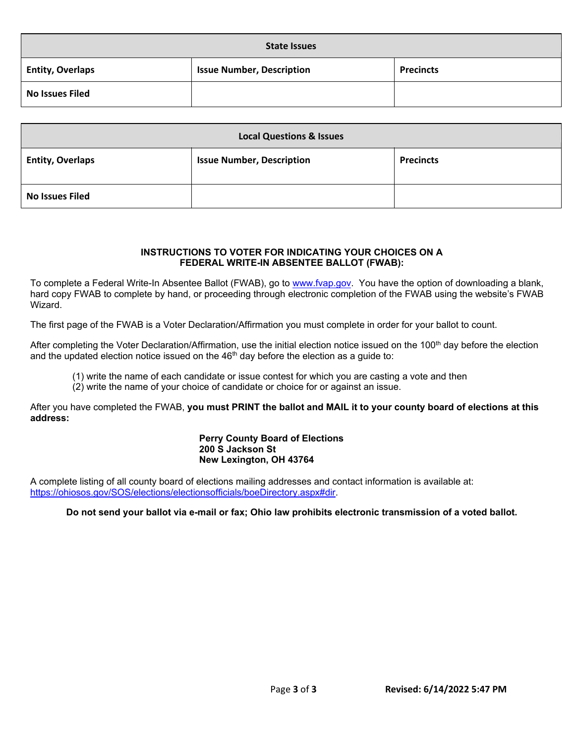| State Issues | | |
|---|---|---|
| **Entity, Overlaps** | **Issue Number, Description** | **Precincts** |
| **No Issues Filed** | | |

| Local Questions & Issues | | |
|---|---|---|
| **Entity, Overlaps** | **Issue Number, Description** | **Precincts** |
| **No Issues Filed** | | |

**INSTRUCTIONS TO VOTER FOR INDICATING YOUR CHOICES ON A FEDERAL WRITE-IN ABSENTEE BALLOT (FWAB):**

To complete a Federal Write-In Absentee Ballot (FWAB), go to www.fvap.gov. You have the option of downloading a blank, hard copy FWAB to complete by hand, or proceeding through electronic completion of the FWAB using the website's FWAB Wizard.

The first page of the FWAB is a Voter Declaration/Affirmation you must complete in order for your ballot to count.

After completing the Voter Declaration/Affirmation, use the initial election notice issued on the 100th day before the election and the updated election notice issued on the 46th day before the election as a guide to:

(1) write the name of each candidate or issue contest for which you are casting a vote and then
(2) write the name of your choice of candidate or choice for or against an issue.

After you have completed the FWAB, **you must PRINT the ballot and MAIL it to your county board of elections at this address:**

**Perry County Board of Elections**
**200 S Jackson St**
**New Lexington, OH 43764**

A complete listing of all county board of elections mailing addresses and contact information is available at: https://ohiosos.gov/SOS/elections/electionsofficials/boeDirectory.aspx#dir.

**Do not send your ballot via e-mail or fax; Ohio law prohibits electronic transmission of a voted ballot.**

**Revised: 6/14/2022 5:47 PM**